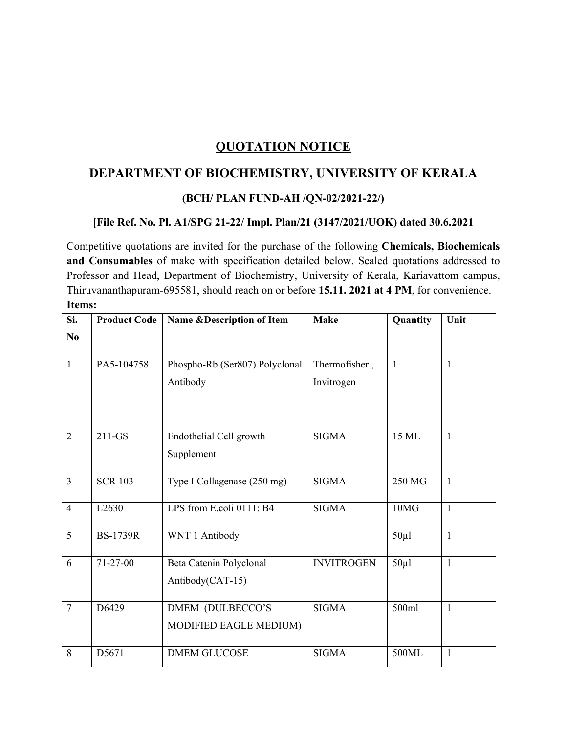# QUOTATION NOTICE

## DEPARTMENT OF BIOCHEMISTRY, UNIVERSITY OF KERALA

### (BCH/ PLAN FUND-AH /QN-02/2021-22/)

### [File Ref. No. Pl. A1/SPG 21-22/ Impl. Plan/21 (3147/2021/UOK) dated 30.6.2021

Competitive quotations are invited for the purchase of the following **Chemicals, Biochemicals and Consumables** of make with specification detailed below. Sealed quotations addressed to Professor and Head, Department of Biochemistry, University of Kerala, Kariavattom campus, Thiruvananthapuram-695581, should reach on or before **15.11. 2021 at 4 PM**, for convenience.

**Items:**

| Si. No | Product Code | Name &Description of Item | Make | Quantity | Unit |
|---|---|---|---|---|---|
| 1 | PA5-104758 | Phospho-Rb (Ser807) Polyclonal Antibody | Thermofisher , Invitrogen | 1 | 1 |
| 2 | 211-GS | Endothelial Cell growth Supplement | SIGMA | 15 ML | 1 |
| 3 | SCR 103 | Type I Collagenase (250 mg) | SIGMA | 250 MG | 1 |
| 4 | L2630 | LPS from E.coli 0111: B4 | SIGMA | 10MG | 1 |
| 5 | BS-1739R | WNT 1 Antibody | | 50µl | 1 |
| 6 | 71-27-00 | Beta Catenin Polyclonal Antibody(CAT-15) | INVITROGEN | 50µl | 1 |
| 7 | D6429 | DMEM (DULBECCO'S MODIFIED EAGLE MEDIUM) | SIGMA | 500ml | 1 |
| 8 | D5671 | DMEM GLUCOSE | SIGMA | 500ML | 1 |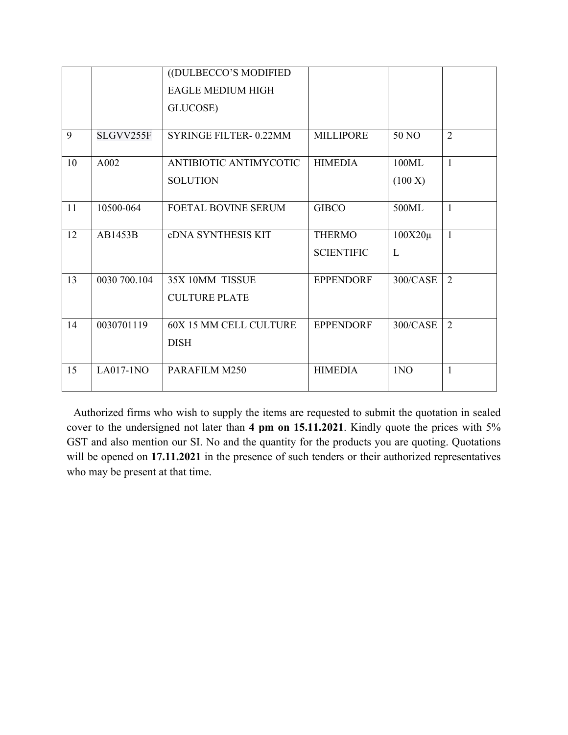| | | | | | |
|---|---|---|---|---|---|
| | | ((DULBECCO'S MODIFIED EAGLE MEDIUM HIGH GLUCOSE) | | | |
| 9 | SLGVV255F | SYRINGE FILTER- 0.22MM | MILLIPORE | 50 NO | 2 |
| 10 | A002 | ANTIBIOTIC ANTIMYCOTIC SOLUTION | HIMEDIA | 100ML (100 X) | 1 |
| 11 | 10500-064 | FOETAL BOVINE SERUM | GIBCO | 500ML | 1 |
| 12 | AB1453B | cDNA SYNTHESIS KIT | THERMO SCIENTIFIC | 100X20μL | 1 |
| 13 | 0030 700.104 | 35X 10MM TISSUE CULTURE PLATE | EPPENDORF | 300/CASE | 2 |
| 14 | 0030701119 | 60X 15 MM CELL CULTURE DISH | EPPENDORF | 300/CASE | 2 |
| 15 | LA017-1NO | PARAFILM M250 | HIMEDIA | 1NO | 1 |

Authorized firms who wish to supply the items are requested to submit the quotation in sealed cover to the undersigned not later than **4 pm on 15.11.2021**. Kindly quote the prices with 5% GST and also mention our SI. No and the quantity for the products you are quoting. Quotations will be opened on **17.11.2021** in the presence of such tenders or their authorized representatives who may be present at that time.